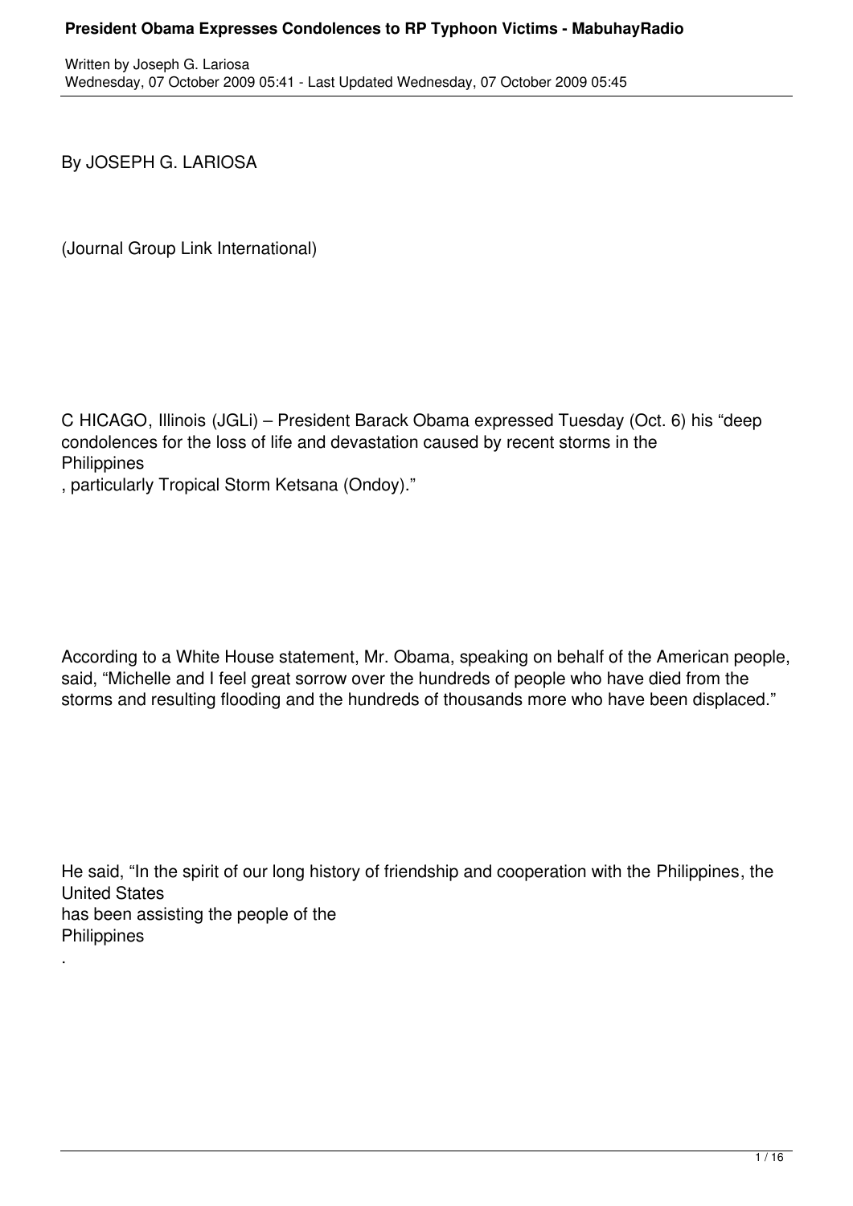By JOSEPH G. LARIOSA

(Journal Group Link International)

CHICAGO, Illinois (JGLi) – President Barack Obama expressed Tuesday (Oct. 6) his "deep condolences for the loss of life and devastation caused by recent storms in the Philippines, particularly Tropical Storm Ketsana (Ondoy)."

According to a White House statement, Mr. Obama, speaking on behalf of the American people, said, "Michelle and I feel great sorrow over the hundreds of people who have died from the storms and resulting flooding and the hundreds of thousands more who have been displaced."

He said, "In the spirit of our long history of friendship and cooperation with the Philippines, the United States has been assisting the people of the Philippines.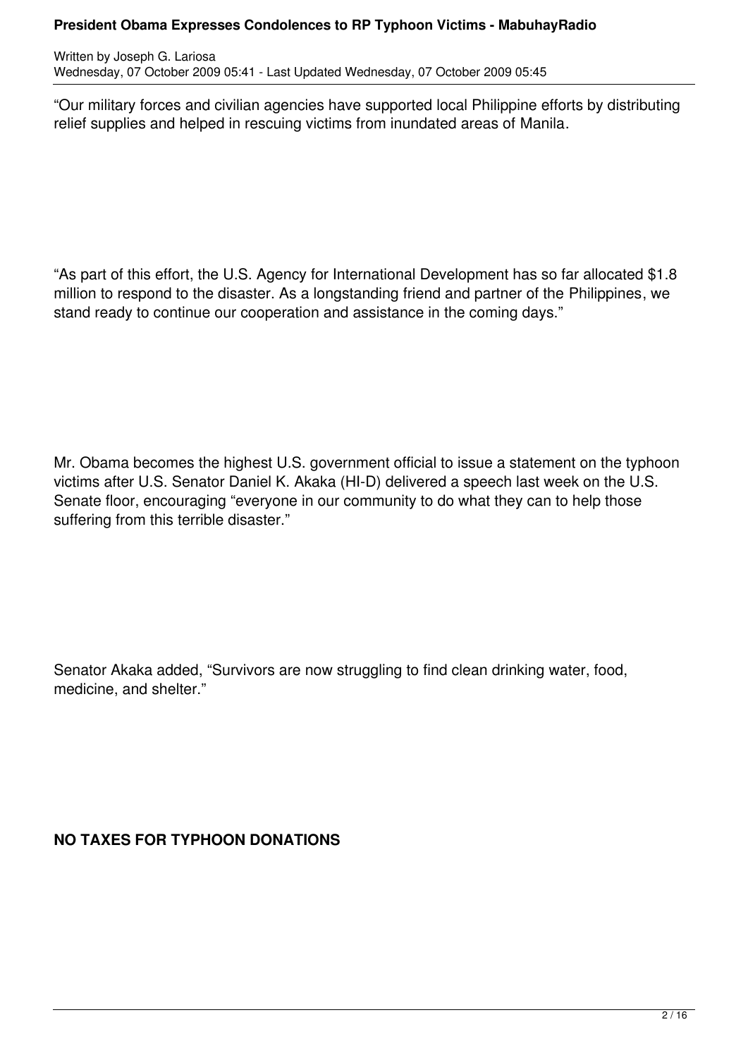“Our military forces and civilian agencies have supported local Philippine efforts by distributing relief supplies and helped in rescuing victims from inundated areas of Manila.

“As part of this effort, the U.S. Agency for International Development has so far allocated $1.8 million to respond to the disaster. As a longstanding friend and partner of the Philippines, we stand ready to continue our cooperation and assistance in the coming days.”

Mr. Obama becomes the highest U.S. government official to issue a statement on the typhoon victims after U.S. Senator Daniel K. Akaka (HI-D) delivered a speech last week on the U.S. Senate floor, encouraging “everyone in our community to do what they can to help those suffering from this terrible disaster.”

Senator Akaka added, “Survivors are now struggling to find clean drinking water, food, medicine, and shelter.”

**NO TAXES FOR TYPHOON DONATIONS**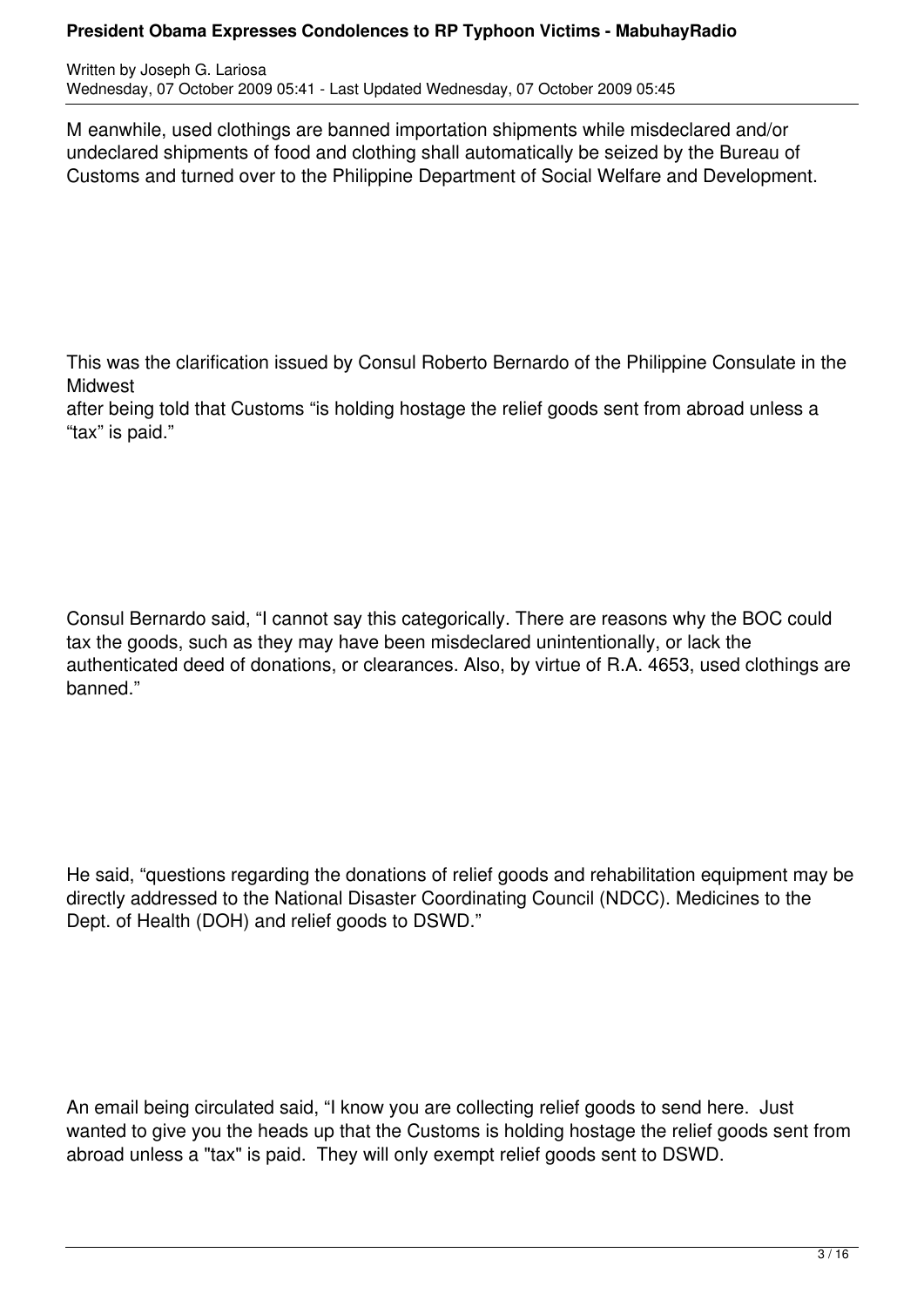M eanwhile, used clothings are banned importation shipments while misdeclared and/or undeclared shipments of food and clothing shall automatically be seized by the Bureau of Customs and turned over to the Philippine Department of Social Welfare and Development.

This was the clarification issued by Consul Roberto Bernardo of the Philippine Consulate in the Midwest
after being told that Customs “is holding hostage the relief goods sent from abroad unless a “tax” is paid.”

Consul Bernardo said, “I cannot say this categorically. There are reasons why the BOC could tax the goods, such as they may have been misdeclared unintentionally, or lack the authenticated deed of donations, or clearances. Also, by virtue of R.A. 4653, used clothings are banned.”

He said, “questions regarding the donations of relief goods and rehabilitation equipment may be directly addressed to the National Disaster Coordinating Council (NDCC). Medicines to the Dept. of Health (DOH) and relief goods to DSWD.”

An email being circulated said, “I know you are collecting relief goods to send here. Just wanted to give you the heads up that the Customs is holding hostage the relief goods sent from abroad unless a "tax" is paid. They will only exempt relief goods sent to DSWD.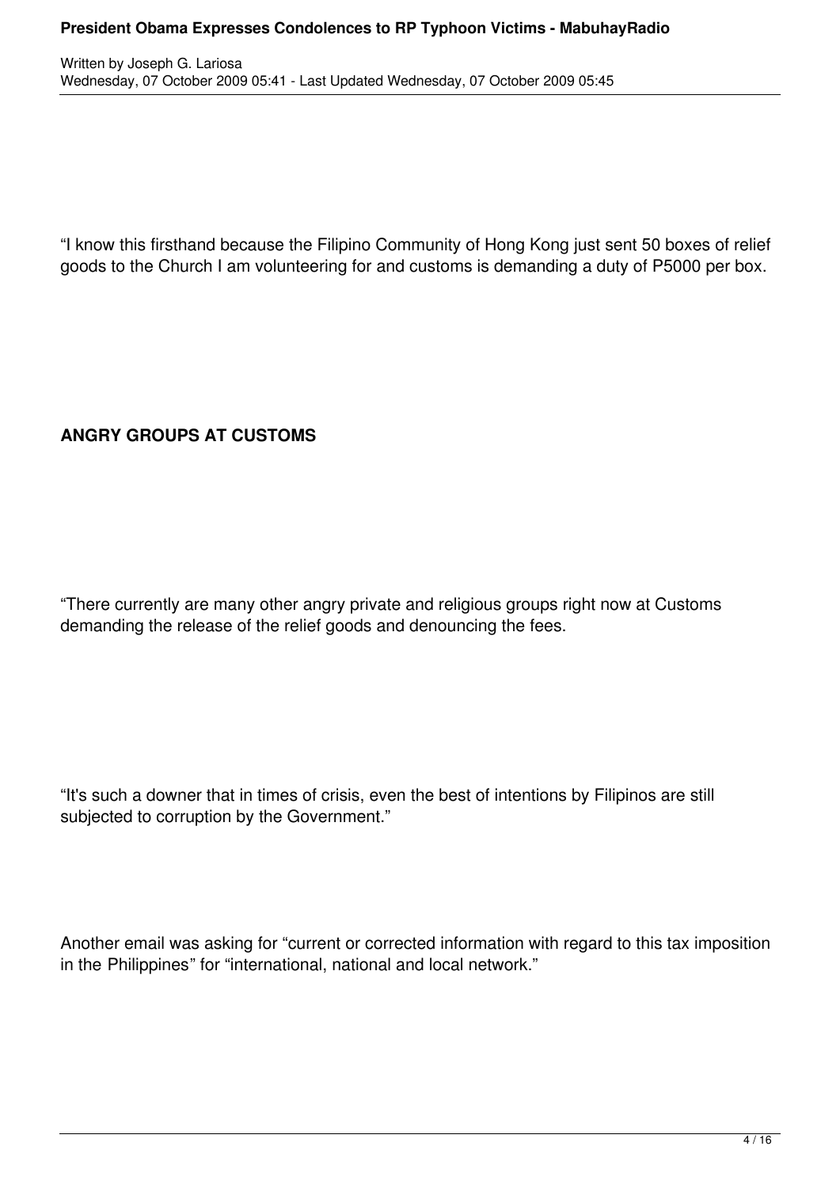“I know this firsthand because the Filipino Community of Hong Kong just sent 50 boxes of relief goods to the Church I am volunteering for and customs is demanding a duty of P5000 per box.

**ANGRY GROUPS AT CUSTOMS**

“There currently are many other angry private and religious groups right now at Customs demanding the release of the relief goods and denouncing the fees.

“It's such a downer that in times of crisis, even the best of intentions by Filipinos are still subjected to corruption by the Government.”

Another email was asking for “current or corrected information with regard to this tax imposition in the Philippines” for “international, national and local network.”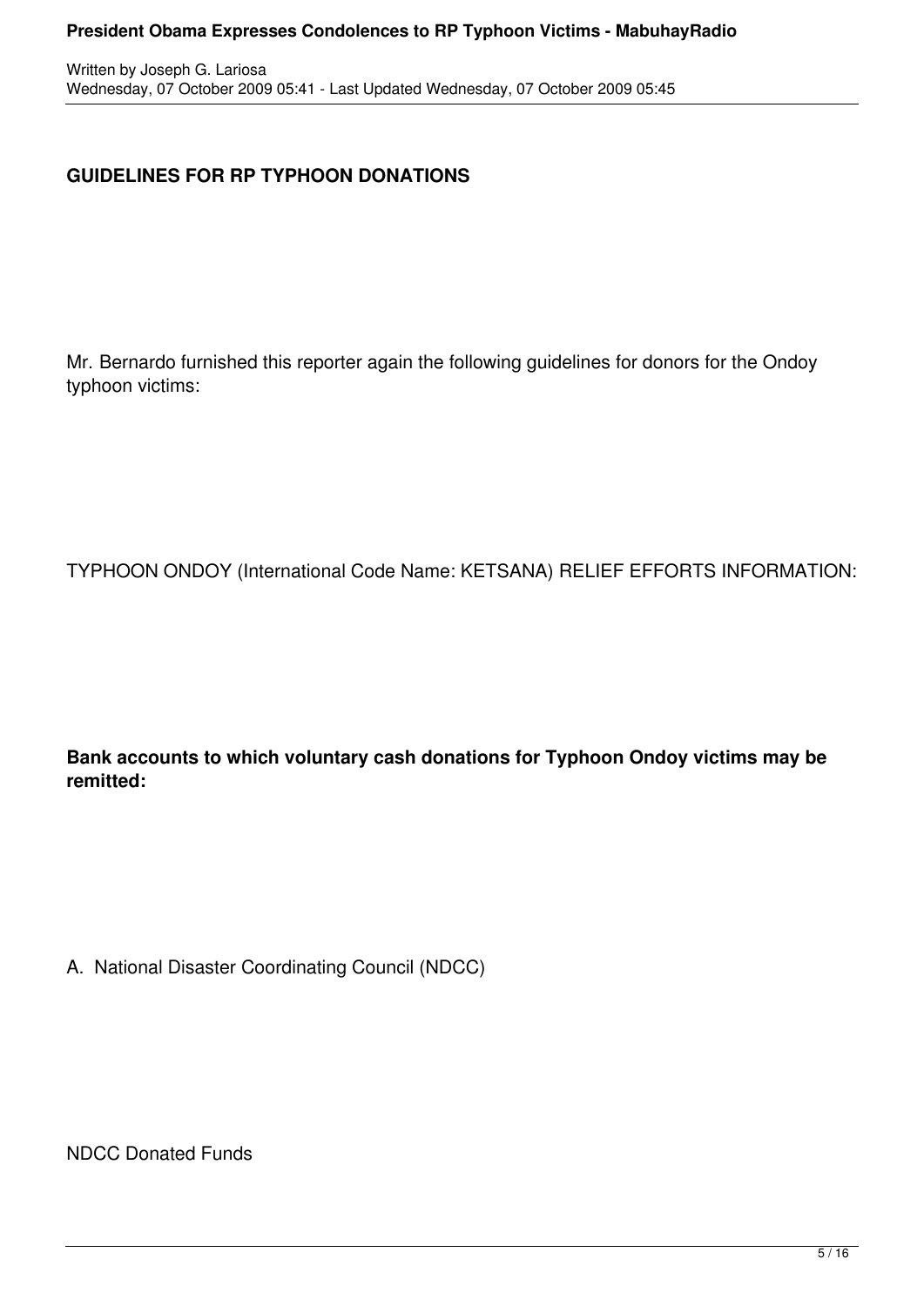**GUIDELINES FOR RP TYPHOON DONATIONS**

Mr. Bernardo furnished this reporter again the following guidelines for donors for the Ondoy typhoon victims:

TYPHOON ONDOY (International Code Name: KETSANA) RELIEF EFFORTS INFORMATION:

**Bank accounts to which voluntary cash donations for Typhoon Ondoy victims may be remitted:**

A. National Disaster Coordinating Council (NDCC)

NDCC Donated Funds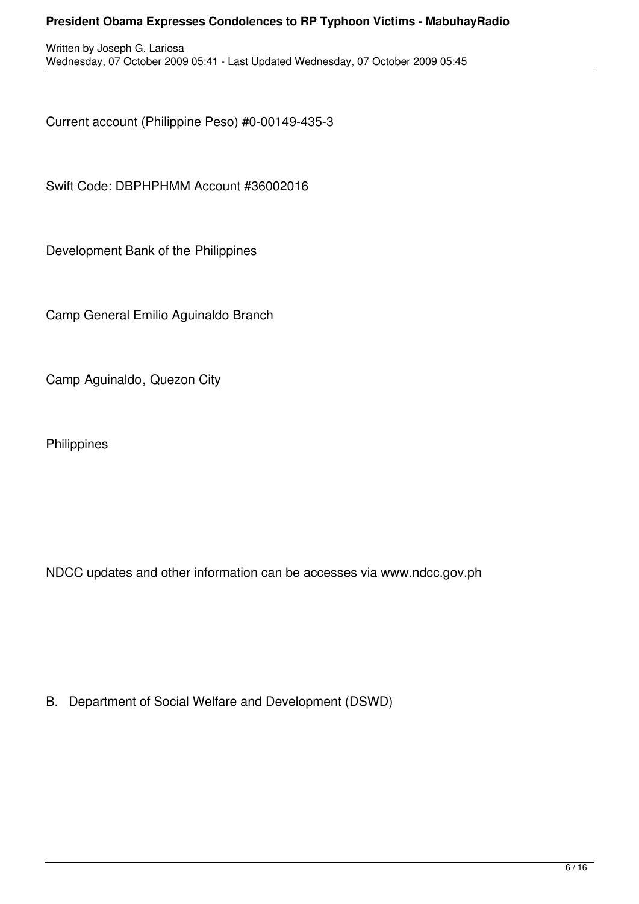Current account (Philippine Peso) #0-00149-435-3

Swift Code: DBPHPHMM Account #36002016

Development Bank of the Philippines

Camp General Emilio Aguinaldo Branch

Camp Aguinaldo, Quezon City

Philippines

NDCC updates and other information can be accesses via www.ndcc.gov.ph

B. Department of Social Welfare and Development (DSWD)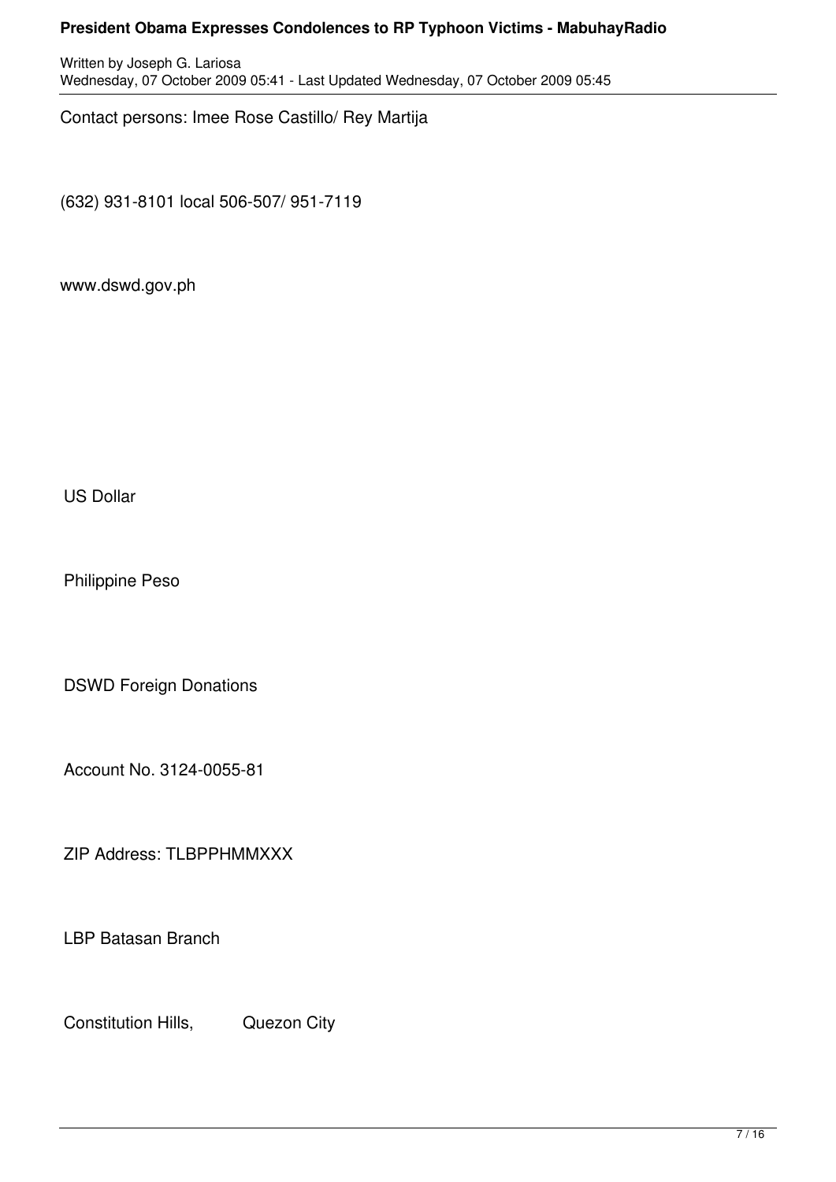Contact persons: Imee Rose Castillo/ Rey Martija

(632) 931-8101 local 506-507/ 951-7119

www.dswd.gov.ph

US Dollar

Philippine Peso

DSWD Foreign Donations

Account No. 3124-0055-81

ZIP Address: TLBPPHMMXXX

LBP Batasan Branch

Constitution Hills, Quezon City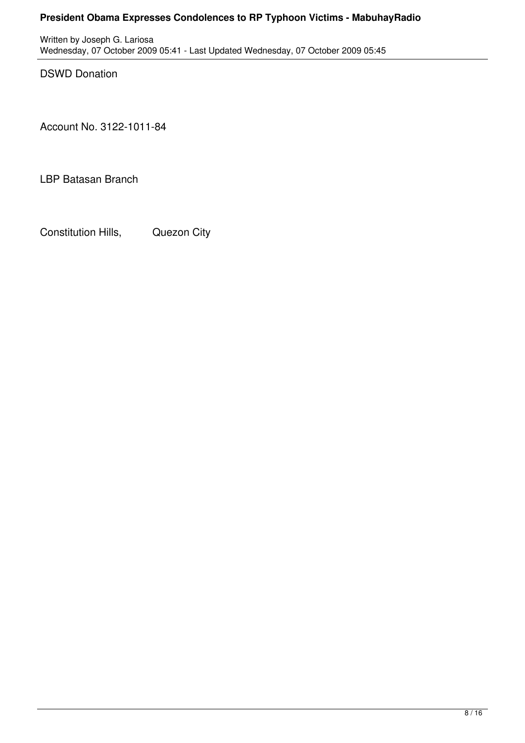DSWD Donation

Account No. 3122-1011-84

LBP Batasan Branch

Constitution Hills, Quezon City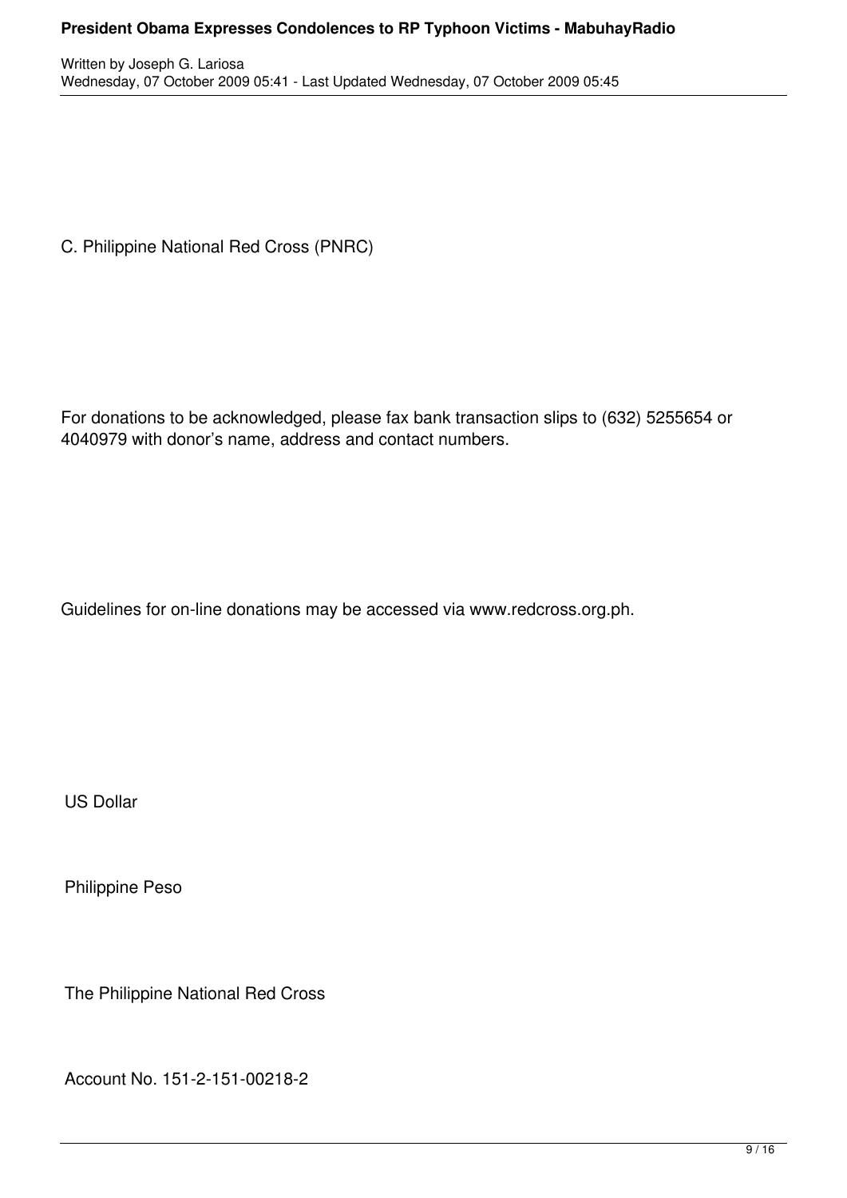C. Philippine National Red Cross (PNRC)

For donations to be acknowledged, please fax bank transaction slips to (632) 5255654 or 4040979 with donor's name, address and contact numbers.

Guidelines for on-line donations may be accessed via www.redcross.org.ph.

US Dollar

Philippine Peso

The Philippine National Red Cross

Account No. 151-2-151-00218-2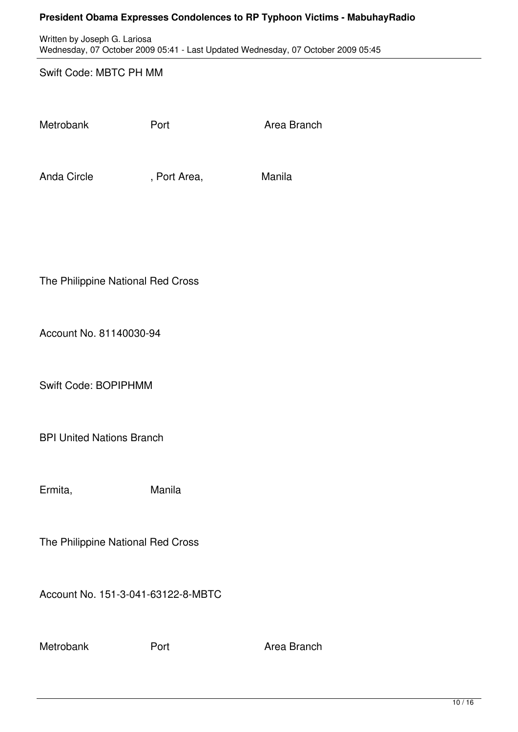Swift Code: MBTC PH MM

Metrobank Port Area Branch

Anda Circle, Port Area, Manila

The Philippine National Red Cross

Account No. 81140030-94

Swift Code: BOPIPHMM

BPI United Nations Branch

Ermita, Manila

The Philippine National Red Cross

Account No. 151-3-041-63122-8-MBTC

Metrobank Port Area Branch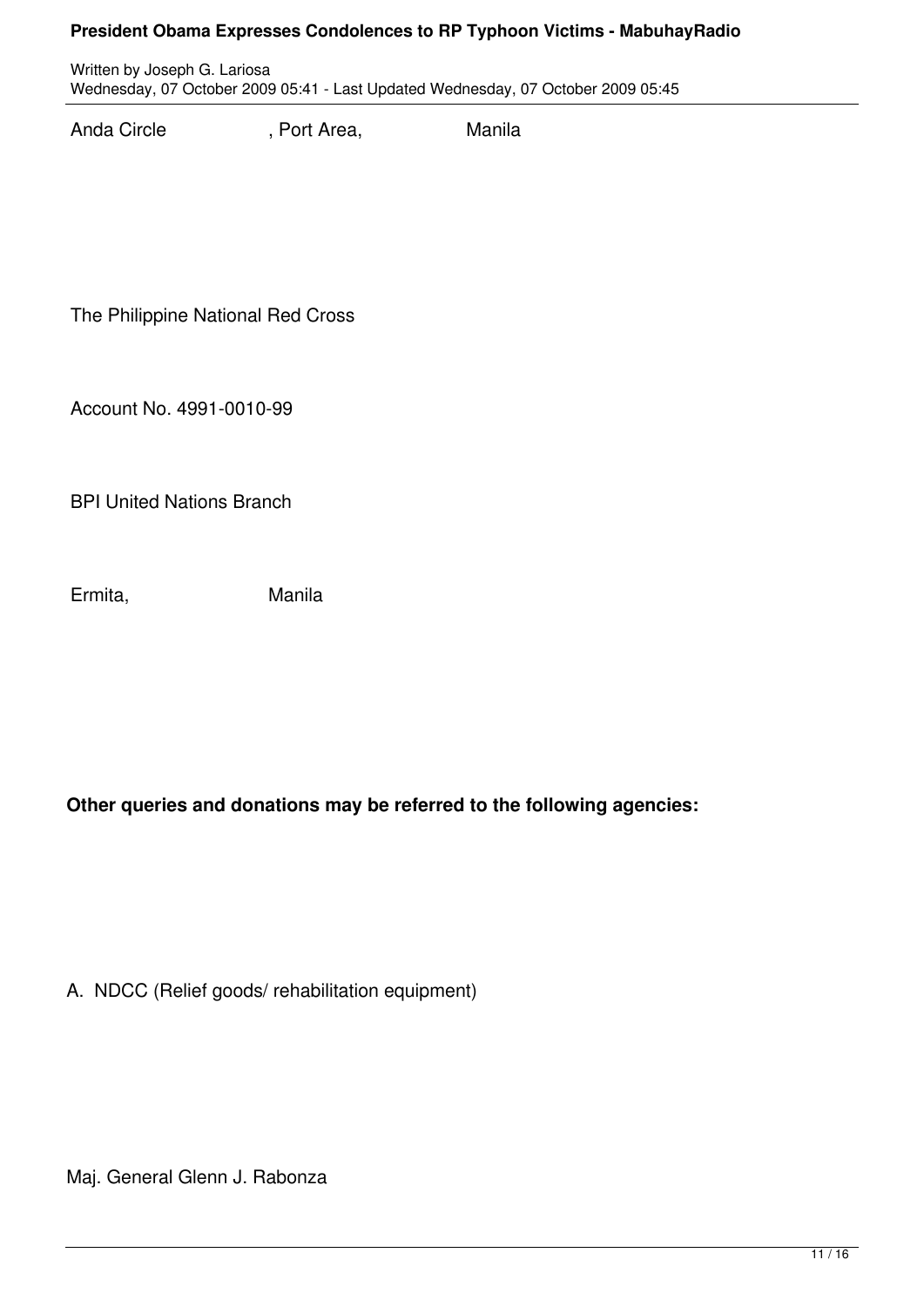Anda Circle , Port Area, Manila

The Philippine National Red Cross

Account No. 4991-0010-99

BPI United Nations Branch

Ermita, Manila

**Other queries and donations may be referred to the following agencies:**

A. NDCC (Relief goods/ rehabilitation equipment)

Maj. General Glenn J. Rabonza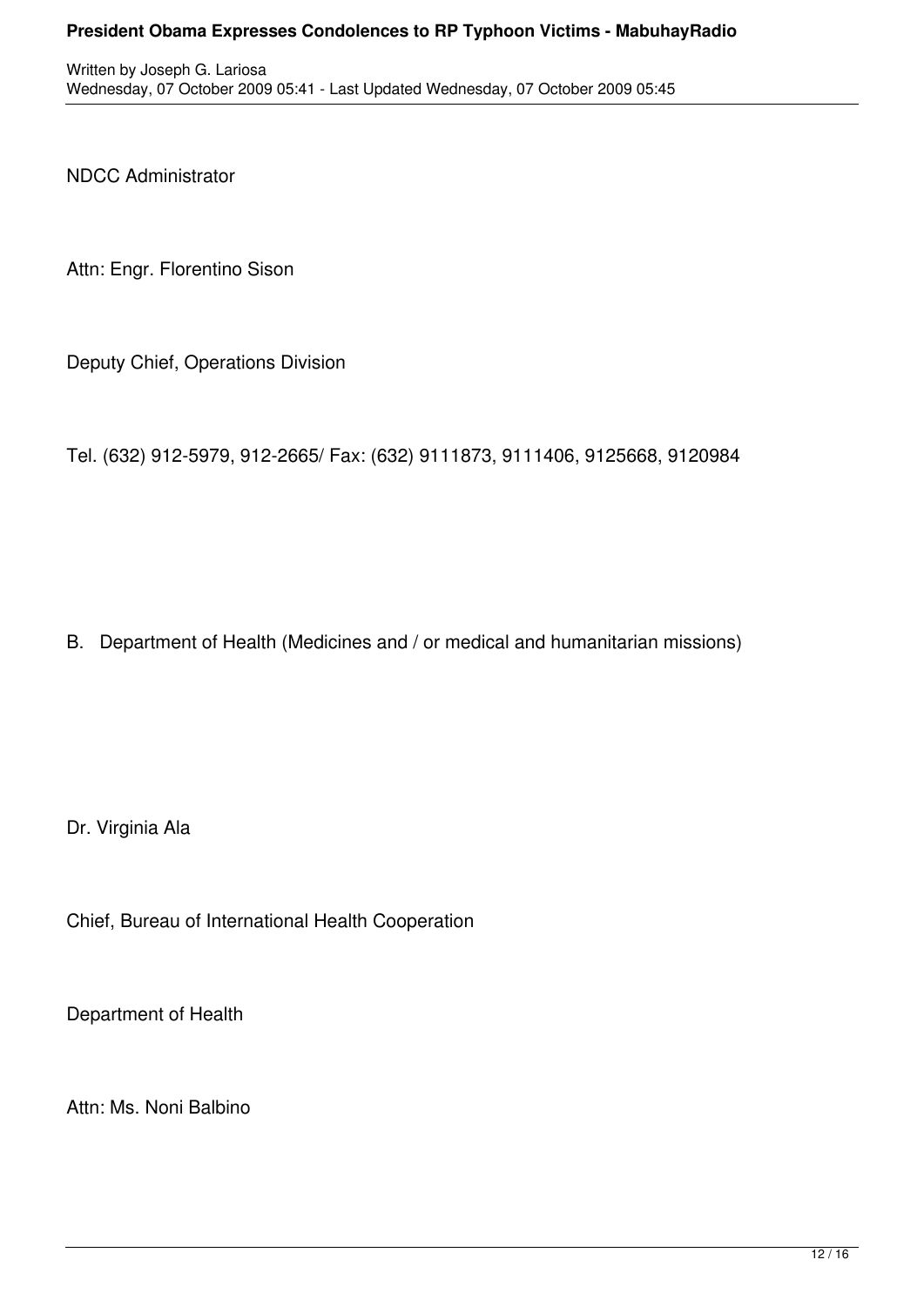NDCC Administrator

Attn: Engr. Florentino Sison

Deputy Chief, Operations Division

Tel. (632) 912-5979, 912-2665/ Fax: (632) 9111873, 9111406, 9125668, 9120984

B. Department of Health (Medicines and / or medical and humanitarian missions)

Dr. Virginia Ala

Chief, Bureau of International Health Cooperation

Department of Health

Attn: Ms. Noni Balbino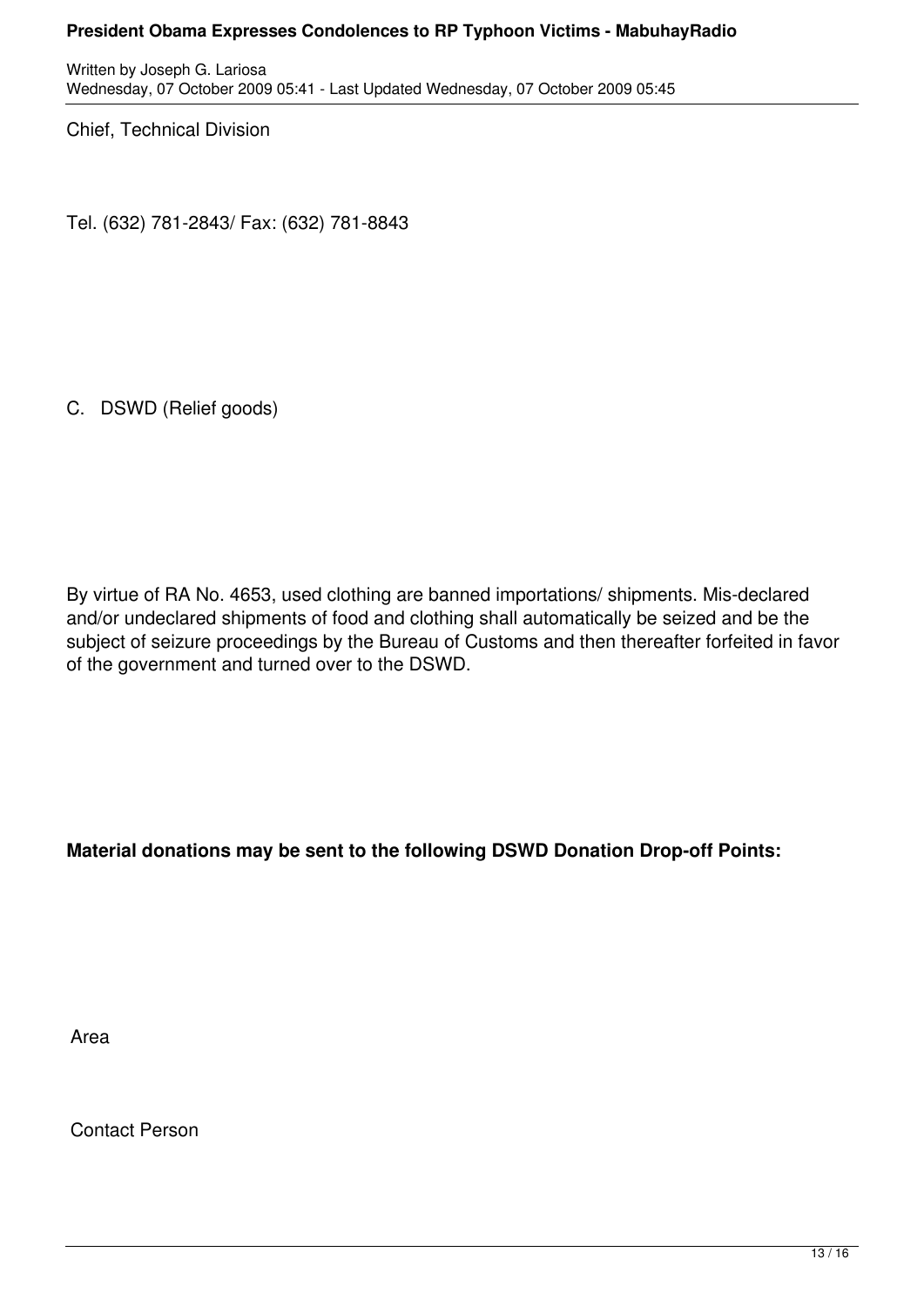Chief, Technical Division

Tel. (632) 781-2843/ Fax: (632) 781-8843

C. DSWD (Relief goods)

By virtue of RA No. 4653, used clothing are banned importations/ shipments. Mis-declared and/or undeclared shipments of food and clothing shall automatically be seized and be the subject of seizure proceedings by the Bureau of Customs and then thereafter forfeited in favor of the government and turned over to the DSWD.

**Material donations may be sent to the following DSWD Donation Drop-off Points:**

Area

Contact Person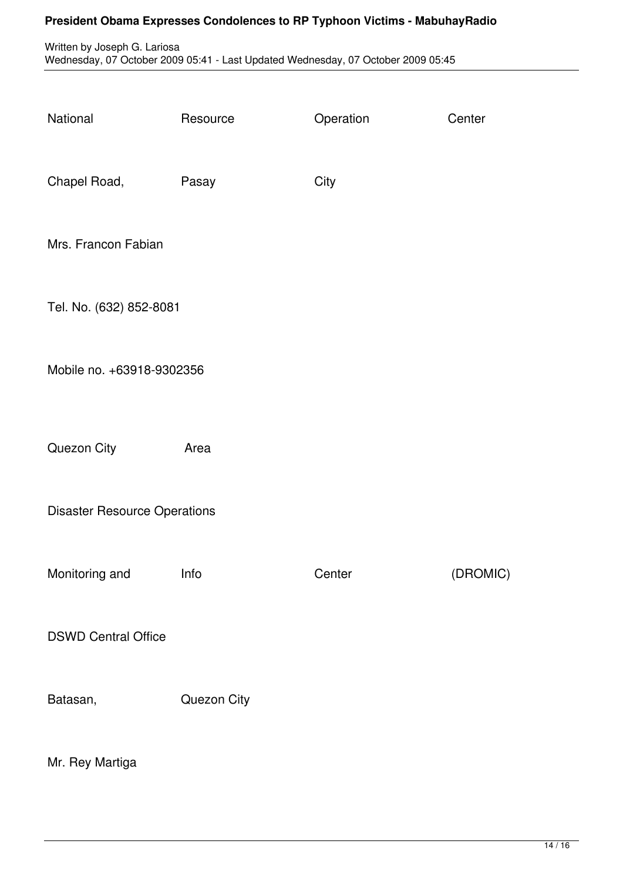National Resource Operation Center

Chapel Road, Pasay City

Mrs. Francon Fabian

Tel. No. (632) 852-8081

Mobile no. +63918-9302356

Quezon City Area

Disaster Resource Operations

Monitoring and Info Center (DROMIC)

DSWD Central Office

Batasan, Quezon City

Mr. Rey Martiga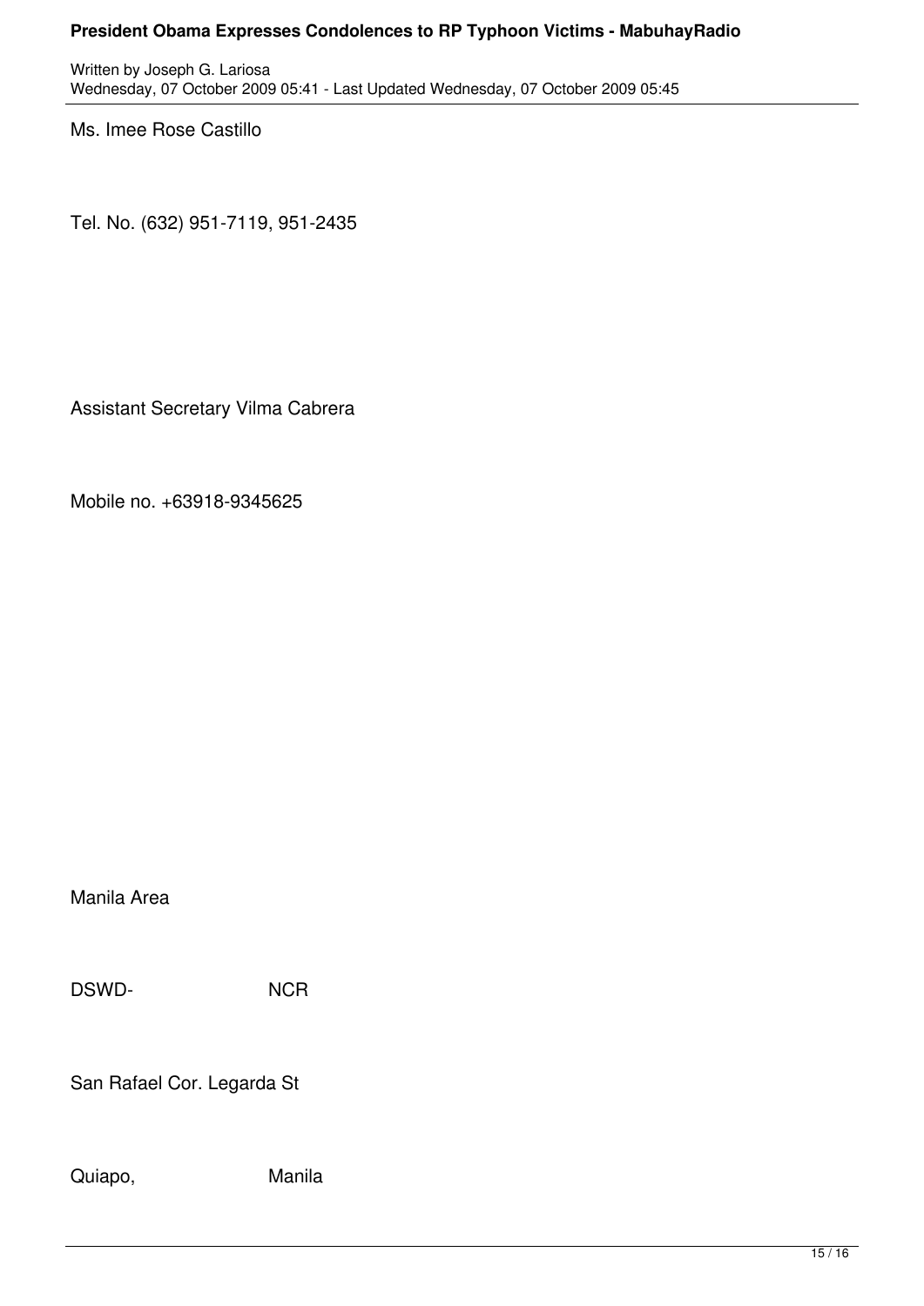Ms. Imee Rose Castillo

Tel. No. (632) 951-7119, 951-2435

Assistant Secretary Vilma Cabrera

Mobile no. +63918-9345625

Manila Area

DSWD- NCR

San Rafael Cor. Legarda St

Quiapo, Manila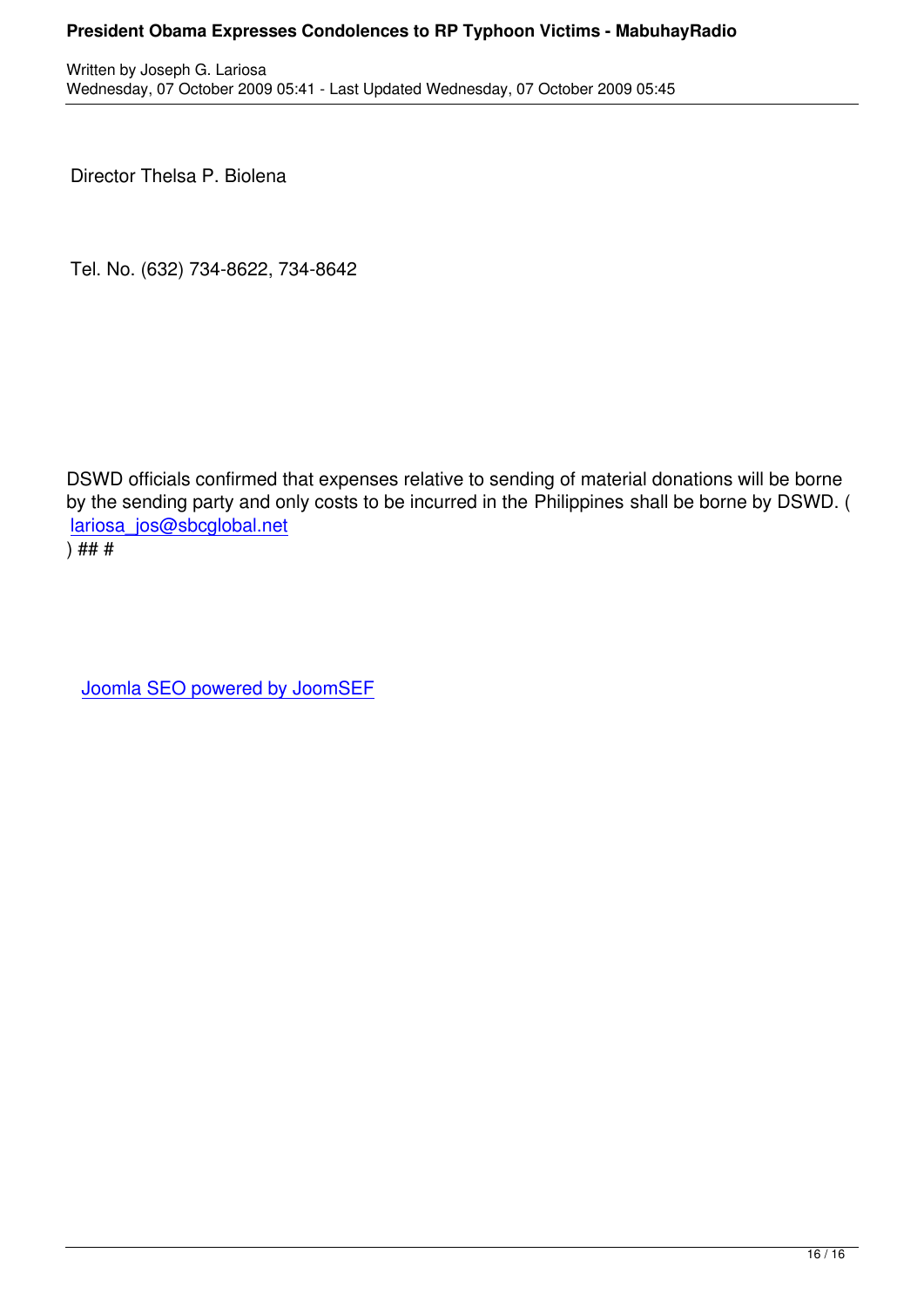Director Thelsa P. Biolena

Tel. No. (632) 734-8622, 734-8642

DSWD officials confirmed that expenses relative to sending of material donations will be borne by the sending party and only costs to be incurred in the Philippines shall be borne by DSWD. ( lariosa_jos@sbcglobal.net ) ## #

Joomla SEO powered by JoomSEF